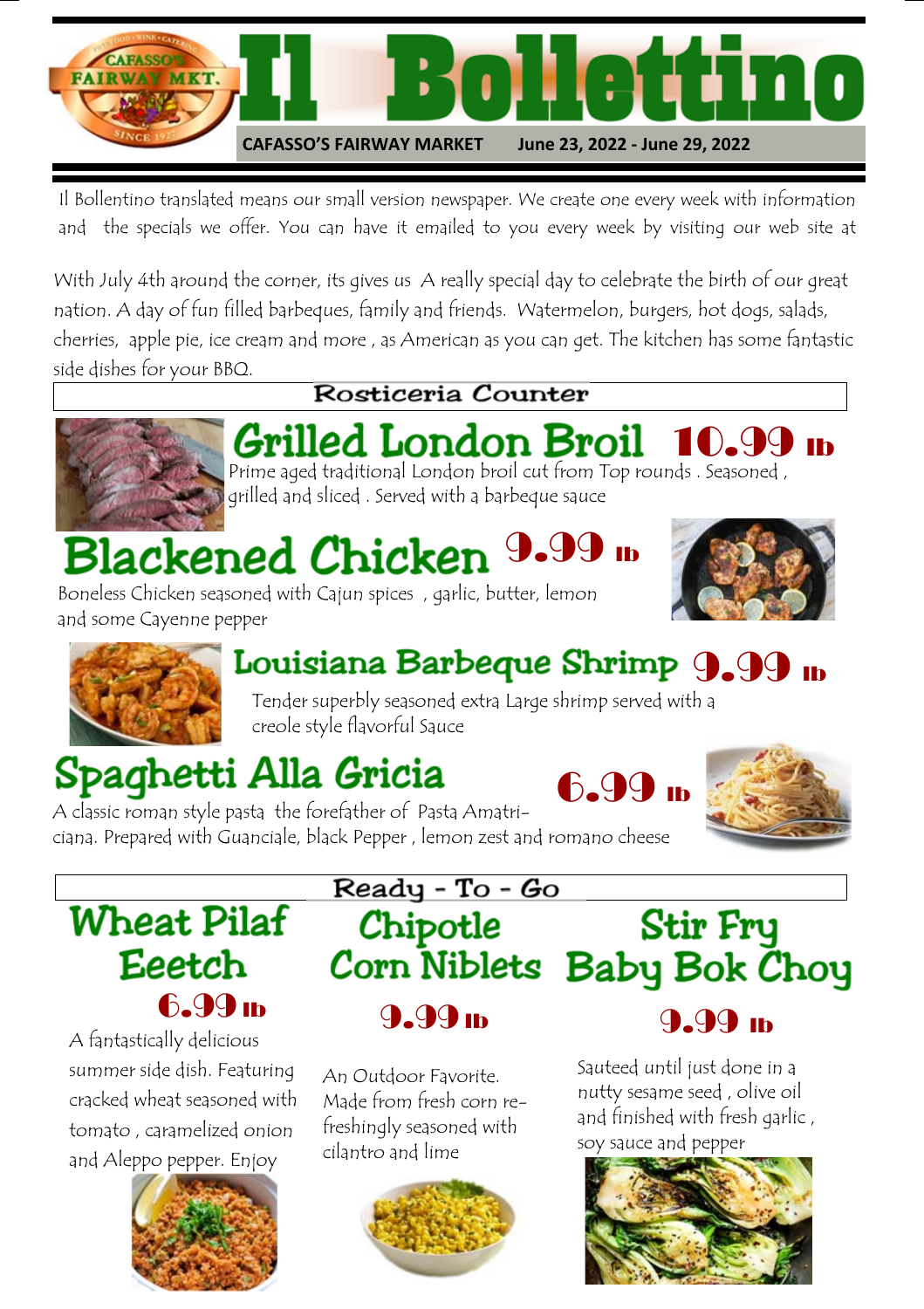# Il Bollettino

**CAFASSO'S FAIRWAY MARKET** June 23, 2022 - June 29, 2022

Il Bollentino translated means our small version newspaper. We create one every week with information and the specials we offer. You can have it emailed to you every week by visiting our web site at

With July 4th around the corner, its gives us A really special day to celebrate the birth of our great nation. A day of fun filled barbeques, family and friends. Watermelon, burgers, hot dogs, salads, cherries, apple pie, ice cream and more , as American as you can get. The kitchen has some fantastic side dishes for your BBQ.

## Rosticeria Counter

### Grilled London Broil 10.99 lb

Prime aged traditional London broil cut from Top rounds . Seasoned , grilled and sliced . Served with a barbeque sauce

### Blackened Chicken 9.99 lb

Boneless Chicken seasoned with Cajun spices , garlic, butter, lemon and some Cayenne pepper

### Louisiana Barbeque Shrimp 9.99 lb

Tender superbly seasoned extra Large shrimp served with a creole style flavorful Sauce

### Spaghetti Alla Gricia 6.99 lb

A classic roman style pasta the forefather of Pasta Amatriciana. Prepared with Guanciale, black Pepper , lemon zest and romano cheese

## Ready - To - Go

### Wheat Pilaf Eeetch 6.99 lb

A fantastically delicious summer side dish. Featuring cracked wheat seasoned with tomato , caramelized onion and Aleppo pepper. Enjoy

### Chipotle Corn Niblets 9.99 lb

An Outdoor Favorite. Made from fresh corn refreshingly seasoned with cilantro and lime

### Stir Fry Baby Bok Choy 9.99 lb

Sauteed until just done in a nutty sesame seed , olive oil and finished with fresh garlic , soy sauce and pepper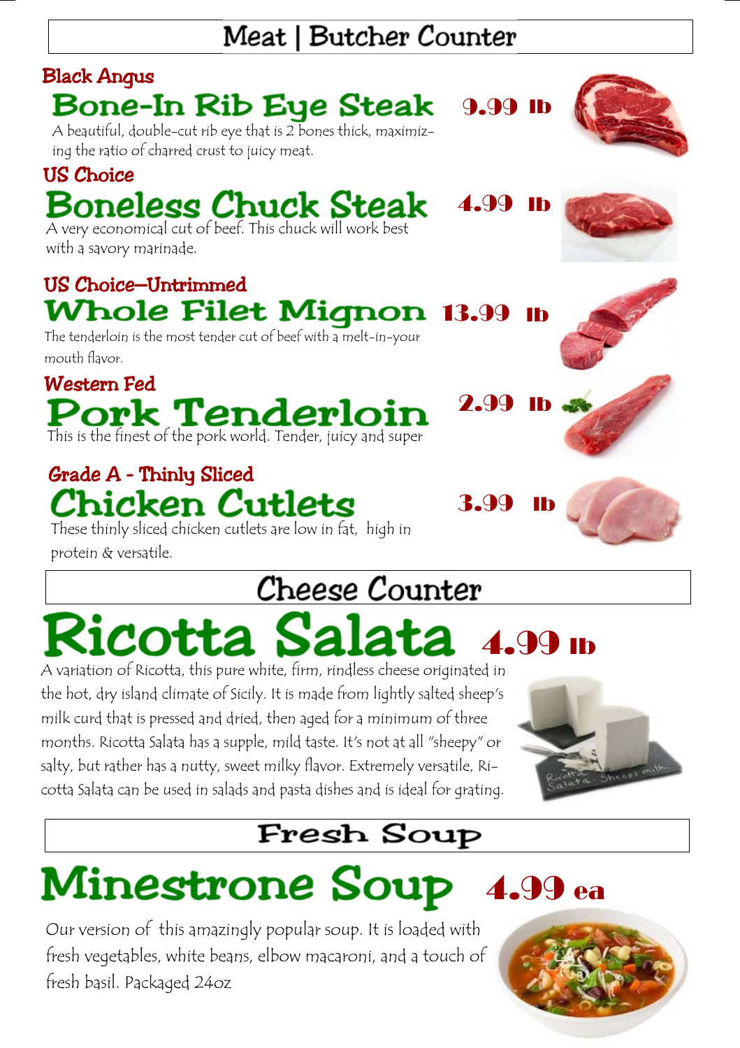## Meat | Butcher Counter

**Black Angus**

### Bone-In Rib Eye Steak — 9.99 lb

A beautiful, double-cut rib eye that is 2 bones thick, maximizing the ratio of charred crust to juicy meat.

**US Choice**

### Boneless Chuck Steak — 4.99 lb

A very economical cut of beef. This chuck will work best with a savory marinade.

**US Choice—Untrimmed**

### Whole Filet Mignon — 13.99 lb

The tenderloin is the most tender cut of beef with a melt-in-your mouth flavor.

**Western Fed**

### Pork Tenderloin — 2.99 lb

This is the finest of the pork world. Tender, juicy and super

**Grade A - Thinly Sliced**

### Chicken Cutlets — 3.99 lb

These thinly sliced chicken cutlets are low in fat, high in protein & versatile.

## Cheese Counter

### Ricotta Salata — 4.99 lb

A variation of Ricotta, this pure white, firm, rindless cheese originated in the hot, dry island climate of Sicily. It is made from lightly salted sheep's milk curd that is pressed and dried, then aged for a minimum of three months. Ricotta Salata has a supple, mild taste. It's not at all "sheepy" or salty, but rather has a nutty, sweet milky flavor. Extremely versatile, Ricotta Salata can be used in salads and pasta dishes and is ideal for grating.

## Fresh Soup

### Minestrone Soup — 4.99 ea

Our version of this amazingly popular soup. It is loaded with fresh vegetables, white beans, elbow macaroni, and a touch of fresh basil. Packaged 24oz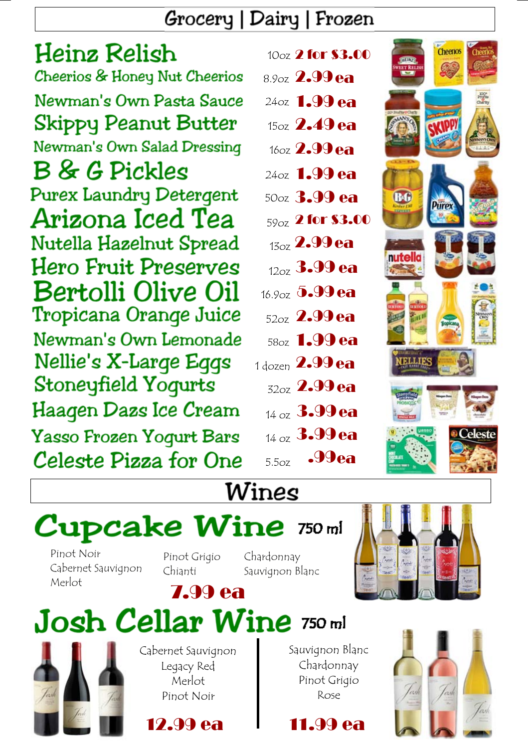# Grocery | Dairy | Frozen

| Item | Size | Price |
|---|---|---|
| Heinz Relish | 10oz | 2 for $3.00 |
| Cheerios & Honey Nut Cheerios | 8.9oz | 2.99 ea |
| Newman's Own Pasta Sauce | 24oz | 1.99 ea |
| Skippy Peanut Butter | 15oz | 2.49 ea |
| Newman's Own Salad Dressing | 16oz | 2.99 ea |
| B & G Pickles | 24oz | 1.99 ea |
| Purex Laundry Detergent | 50oz | 3.99 ea |
| Arizona Iced Tea | 59oz | 2 for $3.00 |
| Nutella Hazelnut Spread | 13oz | 2.99 ea |
| Hero Fruit Preserves | 12oz | 3.99 ea |
| Bertolli Olive Oil | 16.9oz | 5.99 ea |
| Tropicana Orange Juice | 52oz | 2.99 ea |
| Newman's Own Lemonade | 58oz | 1.99 ea |
| Nellie's X-Large Eggs | 1 dozen | 2.99 ea |
| Stoneyfield Yogurts | 32oz | 2.99 ea |
| Haagen Dazs Ice Cream | 14 oz | 3.99 ea |
| Yasso Frozen Yogurt Bars | 14 oz | 3.99 ea |
| Celeste Pizza for One | 5.5oz | .99 ea |

# Wines

## Cupcake Wine 750 ml

- Pinot Noir
- Cabernet Sauvignon
- Merlot
- Pinot Grigio
- Chianti
- Chardonnay
- Sauvignon Blanc

**7.99 ea**

## Josh Cellar Wine 750 ml

- Cabernet Sauvignon
- Legacy Red
- Merlot
- Pinot Noir

**12.99 ea**

- Sauvignon Blanc
- Chardonnay
- Pinot Grigio
- Rose

**11.99 ea**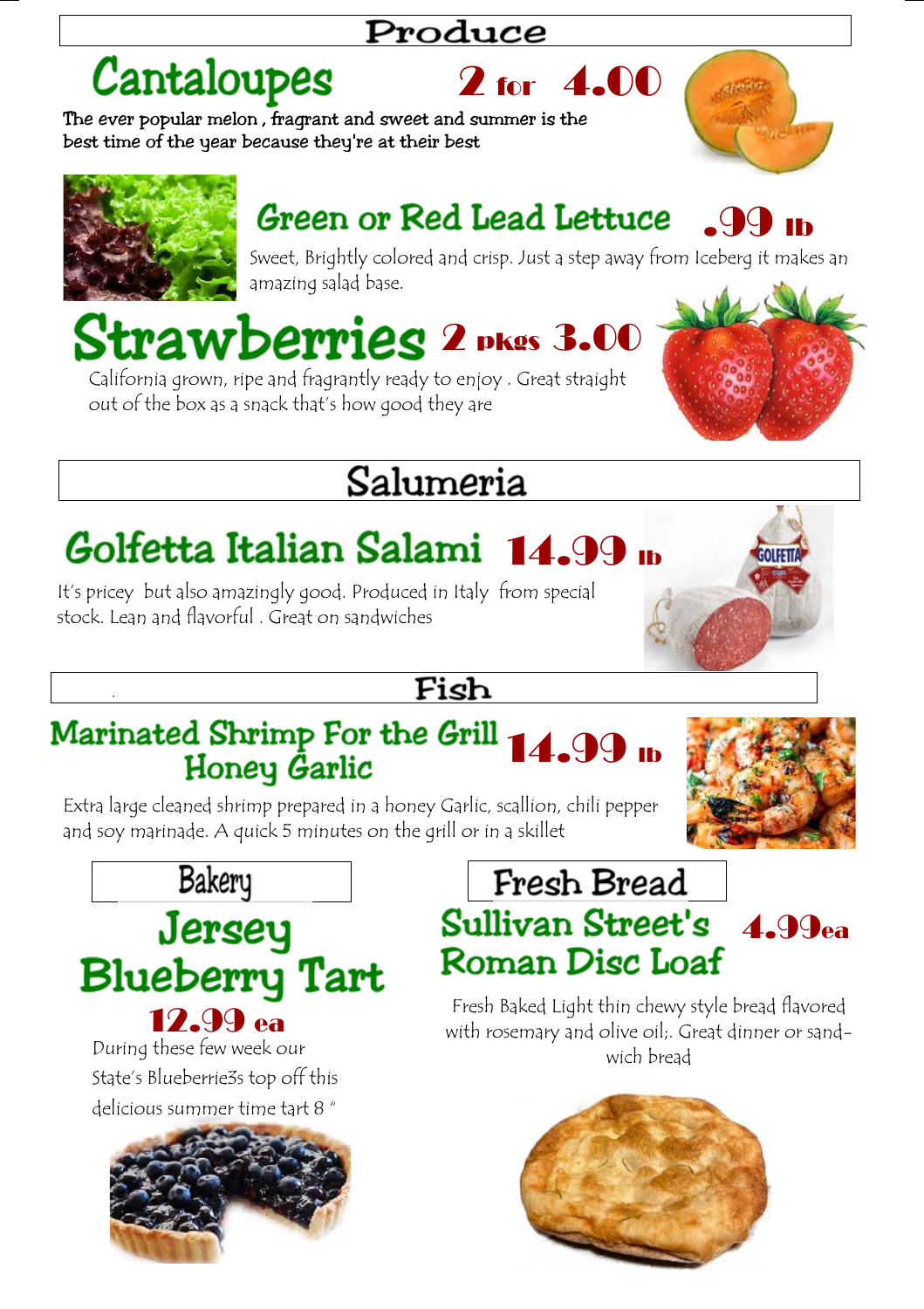## Produce

### Cantaloupes

**2 for 4.00**

The ever popular melon , fragrant and sweet and summer is the best time of the year because they're at their best

### Green or Red Lead Lettuce

**.99 lb**

Sweet, Brightly colored and crisp. Just a step away from Iceberg it makes an amazing salad base.

### Strawberries

**2 pkgs 3.00**

California grown, ripe and fragrantly ready to enjoy . Great straight out of the box as a snack that's how good they are

## Salumeria

### Golfetta Italian Salami

**14.99 lb**

It's pricey but also amazingly good. Produced in Italy from special stock. Lean and flavorful . Great on sandwiches

## Fish

### Marinated Shrimp For the Grill Honey Garlic

**14.99 lb**

Extra large cleaned shrimp prepared in a honey Garlic, scallion, chili pepper and soy marinade. A quick 5 minutes on the grill or in a skillet

## Bakery

### Jersey Blueberry Tart

**12.99 ea**

During these few week our State's Blueberrie3s top off this delicious summer time tart 8 "

## Fresh Bread

### Sullivan Street's Roman Disc Loaf

**4.99ea**

Fresh Baked Light thin chewy style bread flavored with rosemary and olive oil;. Great dinner or sand-wich bread